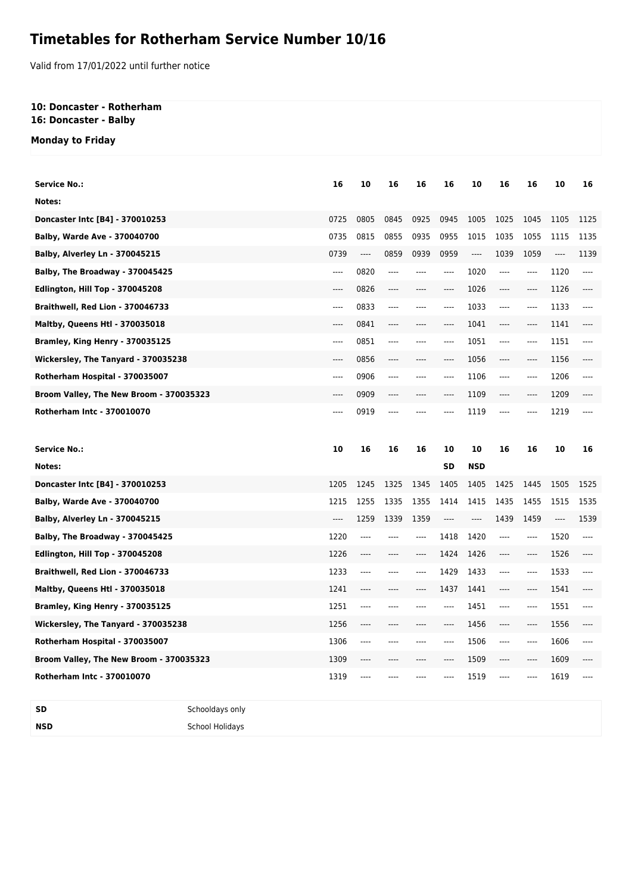# Timetables for Rotherham Service Number 10/16

Valid from 17/01/2022 until further notice

**10: Doncaster - Rotherham**
**16: Doncaster - Balby**

**Monday to Friday**

| Service No.: | 16 | 10 | 16 | 16 | 16 | 10 | 16 | 16 | 10 | 16 |
|---|---|---|---|---|---|---|---|---|---|---|
| Notes: | | | | | | | | | | |
| Doncaster Intc [B4] - 370010253 | 0725 | 0805 | 0845 | 0925 | 0945 | 1005 | 1025 | 1045 | 1105 | 1125 |
| Balby, Warde Ave - 370040700 | 0735 | 0815 | 0855 | 0935 | 0955 | 1015 | 1035 | 1055 | 1115 | 1135 |
| Balby, Alverley Ln - 370045215 | 0739 | ---- | 0859 | 0939 | 0959 | ---- | 1039 | 1059 | ---- | 1139 |
| Balby, The Broadway - 370045425 | ---- | 0820 | ---- | ---- | ---- | 1020 | ---- | ---- | 1120 | ---- |
| Edlington, Hill Top - 370045208 | ---- | 0826 | ---- | ---- | ---- | 1026 | ---- | ---- | 1126 | ---- |
| Braithwell, Red Lion - 370046733 | ---- | 0833 | ---- | ---- | ---- | 1033 | ---- | ---- | 1133 | ---- |
| Maltby, Queens Htl - 370035018 | ---- | 0841 | ---- | ---- | ---- | 1041 | ---- | ---- | 1141 | ---- |
| Bramley, King Henry - 370035125 | ---- | 0851 | ---- | ---- | ---- | 1051 | ---- | ---- | 1151 | ---- |
| Wickersley, The Tanyard - 370035238 | ---- | 0856 | ---- | ---- | ---- | 1056 | ---- | ---- | 1156 | ---- |
| Rotherham Hospital - 370035007 | ---- | 0906 | ---- | ---- | ---- | 1106 | ---- | ---- | 1206 | ---- |
| Broom Valley, The New Broom - 370035323 | ---- | 0909 | ---- | ---- | ---- | 1109 | ---- | ---- | 1209 | ---- |
| Rotherham Intc - 370010070 | ---- | 0919 | ---- | ---- | ---- | 1119 | ---- | ---- | 1219 | ---- |

| Service No.: | 10 | 16 | 16 | 16 | 10 | 10 | 16 | 16 | 10 | 16 |
|---|---|---|---|---|---|---|---|---|---|---|
| Notes: | | | | | SD | NSD | | | | |
| Doncaster Intc [B4] - 370010253 | 1205 | 1245 | 1325 | 1345 | 1405 | 1405 | 1425 | 1445 | 1505 | 1525 |
| Balby, Warde Ave - 370040700 | 1215 | 1255 | 1335 | 1355 | 1414 | 1415 | 1435 | 1455 | 1515 | 1535 |
| Balby, Alverley Ln - 370045215 | ---- | 1259 | 1339 | 1359 | ---- | ---- | 1439 | 1459 | ---- | 1539 |
| Balby, The Broadway - 370045425 | 1220 | ---- | ---- | ---- | 1418 | 1420 | ---- | ---- | 1520 | ---- |
| Edlington, Hill Top - 370045208 | 1226 | ---- | ---- | ---- | 1424 | 1426 | ---- | ---- | 1526 | ---- |
| Braithwell, Red Lion - 370046733 | 1233 | ---- | ---- | ---- | 1429 | 1433 | ---- | ---- | 1533 | ---- |
| Maltby, Queens Htl - 370035018 | 1241 | ---- | ---- | ---- | 1437 | 1441 | ---- | ---- | 1541 | ---- |
| Bramley, King Henry - 370035125 | 1251 | ---- | ---- | ---- | ---- | 1451 | ---- | ---- | 1551 | ---- |
| Wickersley, The Tanyard - 370035238 | 1256 | ---- | ---- | ---- | ---- | 1456 | ---- | ---- | 1556 | ---- |
| Rotherham Hospital - 370035007 | 1306 | ---- | ---- | ---- | ---- | 1506 | ---- | ---- | 1606 | ---- |
| Broom Valley, The New Broom - 370035323 | 1309 | ---- | ---- | ---- | ---- | 1509 | ---- | ---- | 1609 | ---- |
| Rotherham Intc - 370010070 | 1319 | ---- | ---- | ---- | ---- | 1519 | ---- | ---- | 1619 | ---- |

| | |
|---|---|
| **SD** | Schooldays only |
| **NSD** | School Holidays |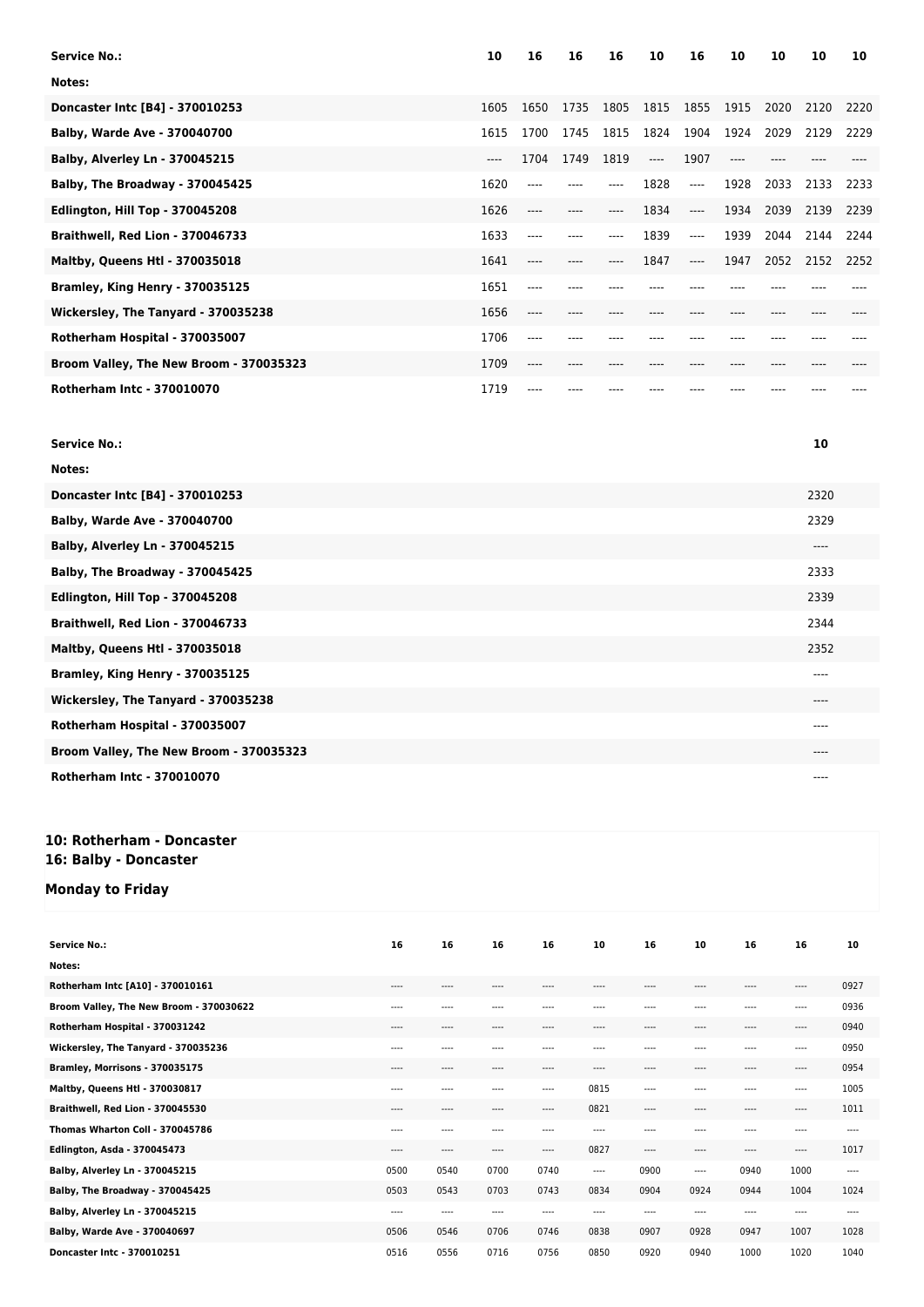| Service No.: | 10 | 16 | 16 | 16 | 10 | 16 | 10 | 10 | 10 | 10 |
|---|---|---|---|---|---|---|---|---|---|---|
| Notes: | | | | | | | | | | |
| Doncaster Intc [B4] - 370010253 | 1605 | 1650 | 1735 | 1805 | 1815 | 1855 | 1915 | 2020 | 2120 | 2220 |
| Balby, Warde Ave - 370040700 | 1615 | 1700 | 1745 | 1815 | 1824 | 1904 | 1924 | 2029 | 2129 | 2229 |
| Balby, Alverley Ln - 370045215 | ---- | 1704 | 1749 | 1819 | ---- | 1907 | ---- | ---- | ---- | ---- |
| Balby, The Broadway - 370045425 | 1620 | ---- | ---- | ---- | 1828 | ---- | 1928 | 2033 | 2133 | 2233 |
| Edlington, Hill Top - 370045208 | 1626 | ---- | ---- | ---- | 1834 | ---- | 1934 | 2039 | 2139 | 2239 |
| Braithwell, Red Lion - 370046733 | 1633 | ---- | ---- | ---- | 1839 | ---- | 1939 | 2044 | 2144 | 2244 |
| Maltby, Queens Htl - 370035018 | 1641 | ---- | ---- | ---- | 1847 | ---- | 1947 | 2052 | 2152 | 2252 |
| Bramley, King Henry - 370035125 | 1651 | ---- | ---- | ---- | ---- | ---- | ---- | ---- | ---- | ---- |
| Wickersley, The Tanyard - 370035238 | 1656 | ---- | ---- | ---- | ---- | ---- | ---- | ---- | ---- | ---- |
| Rotherham Hospital - 370035007 | 1706 | ---- | ---- | ---- | ---- | ---- | ---- | ---- | ---- | ---- |
| Broom Valley, The New Broom - 370035323 | 1709 | ---- | ---- | ---- | ---- | ---- | ---- | ---- | ---- | ---- |
| Rotherham Intc - 370010070 | 1719 | ---- | ---- | ---- | ---- | ---- | ---- | ---- | ---- | ---- |

| Service No.: | 10 |
|---|---|
| Notes: | |
| Doncaster Intc [B4] - 370010253 | 2320 |
| Balby, Warde Ave - 370040700 | 2329 |
| Balby, Alverley Ln - 370045215 | ---- |
| Balby, The Broadway - 370045425 | 2333 |
| Edlington, Hill Top - 370045208 | 2339 |
| Braithwell, Red Lion - 370046733 | 2344 |
| Maltby, Queens Htl - 370035018 | 2352 |
| Bramley, King Henry - 370035125 | ---- |
| Wickersley, The Tanyard - 370035238 | ---- |
| Rotherham Hospital - 370035007 | ---- |
| Broom Valley, The New Broom - 370035323 | ---- |
| Rotherham Intc - 370010070 | ---- |

## 10: Rotherham - Doncaster
## 16: Balby - Doncaster

### Monday to Friday

| Service No.: | 16 | 16 | 16 | 16 | 10 | 16 | 10 | 16 | 16 | 10 |
|---|---|---|---|---|---|---|---|---|---|---|
| Notes: | | | | | | | | | | |
| Rotherham Intc [A10] - 370010161 | ---- | ---- | ---- | ---- | ---- | ---- | ---- | ---- | ---- | 0927 |
| Broom Valley, The New Broom - 370030622 | ---- | ---- | ---- | ---- | ---- | ---- | ---- | ---- | ---- | 0936 |
| Rotherham Hospital - 370031242 | ---- | ---- | ---- | ---- | ---- | ---- | ---- | ---- | ---- | 0940 |
| Wickersley, The Tanyard - 370035236 | ---- | ---- | ---- | ---- | ---- | ---- | ---- | ---- | ---- | 0950 |
| Bramley, Morrisons - 370035175 | ---- | ---- | ---- | ---- | ---- | ---- | ---- | ---- | ---- | 0954 |
| Maltby, Queens Htl - 370030817 | ---- | ---- | ---- | ---- | 0815 | ---- | ---- | ---- | ---- | 1005 |
| Braithwell, Red Lion - 370045530 | ---- | ---- | ---- | ---- | 0821 | ---- | ---- | ---- | ---- | 1011 |
| Thomas Wharton Coll - 370045786 | ---- | ---- | ---- | ---- | ---- | ---- | ---- | ---- | ---- | ---- |
| Edlington, Asda - 370045473 | ---- | ---- | ---- | ---- | 0827 | ---- | ---- | ---- | ---- | 1017 |
| Balby, Alverley Ln - 370045215 | 0500 | 0540 | 0700 | 0740 | ---- | 0900 | ---- | 0940 | 1000 | ---- |
| Balby, The Broadway - 370045425 | 0503 | 0543 | 0703 | 0743 | 0834 | 0904 | 0924 | 0944 | 1004 | 1024 |
| Balby, Alverley Ln - 370045215 | ---- | ---- | ---- | ---- | ---- | ---- | ---- | ---- | ---- | ---- |
| Balby, Warde Ave - 370040697 | 0506 | 0546 | 0706 | 0746 | 0838 | 0907 | 0928 | 0947 | 1007 | 1028 |
| Doncaster Intc - 370010251 | 0516 | 0556 | 0716 | 0756 | 0850 | 0920 | 0940 | 1000 | 1020 | 1040 |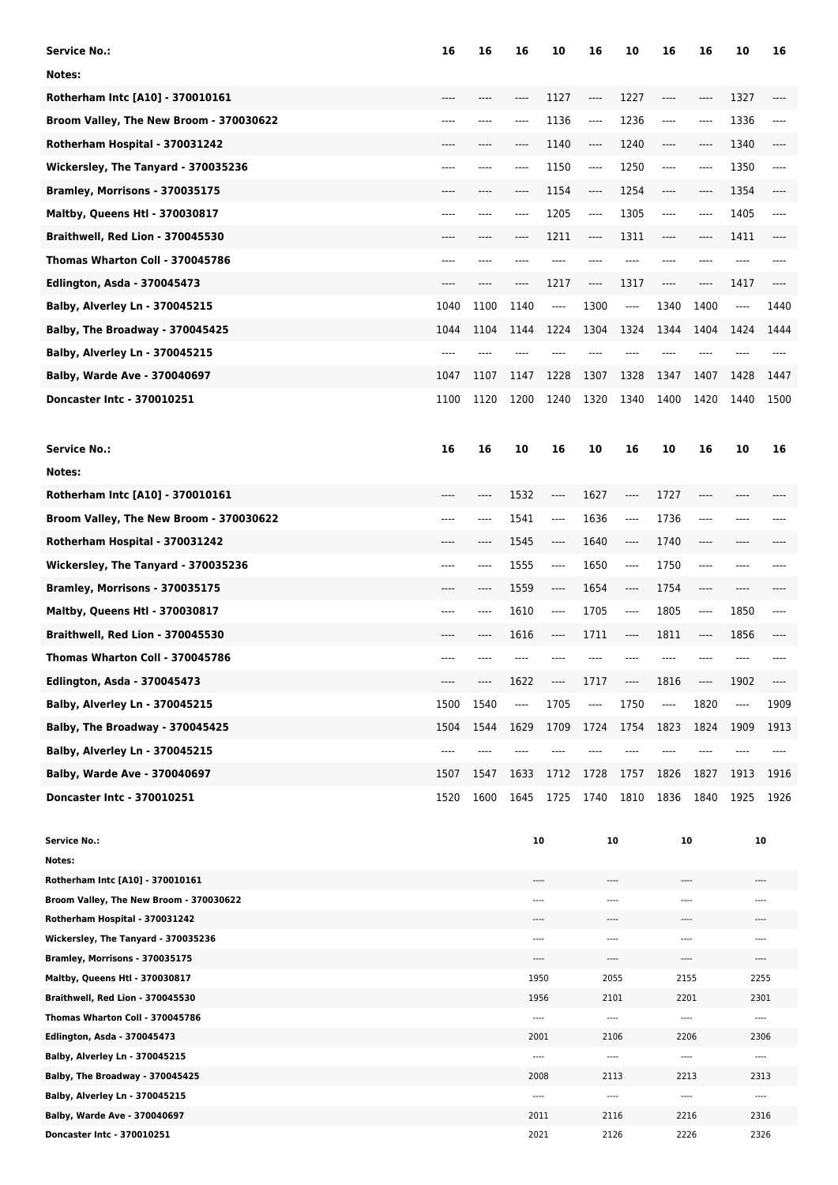| Service No.: | 16 | 16 | 16 | 10 | 16 | 10 | 16 | 16 | 10 | 16 |
|---|---|---|---|---|---|---|---|---|---|---|
| Notes: | | | | | | | | | | |
| Rotherham Intc [A10] - 370010161 | ---- | ---- | ---- | 1127 | ---- | 1227 | ---- | ---- | 1327 | ---- |
| Broom Valley, The New Broom - 370030622 | ---- | ---- | ---- | 1136 | ---- | 1236 | ---- | ---- | 1336 | ---- |
| Rotherham Hospital - 370031242 | ---- | ---- | ---- | 1140 | ---- | 1240 | ---- | ---- | 1340 | ---- |
| Wickersley, The Tanyard - 370035236 | ---- | ---- | ---- | 1150 | ---- | 1250 | ---- | ---- | 1350 | ---- |
| Bramley, Morrisons - 370035175 | ---- | ---- | ---- | 1154 | ---- | 1254 | ---- | ---- | 1354 | ---- |
| Maltby, Queens Htl - 370030817 | ---- | ---- | ---- | 1205 | ---- | 1305 | ---- | ---- | 1405 | ---- |
| Braithwell, Red Lion - 370045530 | ---- | ---- | ---- | 1211 | ---- | 1311 | ---- | ---- | 1411 | ---- |
| Thomas Wharton Coll - 370045786 | ---- | ---- | ---- | ---- | ---- | ---- | ---- | ---- | ---- | ---- |
| Edlington, Asda - 370045473 | ---- | ---- | ---- | 1217 | ---- | 1317 | ---- | ---- | 1417 | ---- |
| Balby, Alverley Ln - 370045215 | 1040 | 1100 | 1140 | ---- | 1300 | ---- | 1340 | 1400 | ---- | 1440 |
| Balby, The Broadway - 370045425 | 1044 | 1104 | 1144 | 1224 | 1304 | 1324 | 1344 | 1404 | 1424 | 1444 |
| Balby, Alverley Ln - 370045215 | ---- | ---- | ---- | ---- | ---- | ---- | ---- | ---- | ---- | ---- |
| Balby, Warde Ave - 370040697 | 1047 | 1107 | 1147 | 1228 | 1307 | 1328 | 1347 | 1407 | 1428 | 1447 |
| Doncaster Intc - 370010251 | 1100 | 1120 | 1200 | 1240 | 1320 | 1340 | 1400 | 1420 | 1440 | 1500 |

| Service No.: | 16 | 16 | 10 | 16 | 10 | 16 | 10 | 16 | 10 | 16 |
|---|---|---|---|---|---|---|---|---|---|---|
| Notes: | | | | | | | | | | |
| Rotherham Intc [A10] - 370010161 | ---- | ---- | 1532 | ---- | 1627 | ---- | 1727 | ---- | ---- | ---- |
| Broom Valley, The New Broom - 370030622 | ---- | ---- | 1541 | ---- | 1636 | ---- | 1736 | ---- | ---- | ---- |
| Rotherham Hospital - 370031242 | ---- | ---- | 1545 | ---- | 1640 | ---- | 1740 | ---- | ---- | ---- |
| Wickersley, The Tanyard - 370035236 | ---- | ---- | 1555 | ---- | 1650 | ---- | 1750 | ---- | ---- | ---- |
| Bramley, Morrisons - 370035175 | ---- | ---- | 1559 | ---- | 1654 | ---- | 1754 | ---- | ---- | ---- |
| Maltby, Queens Htl - 370030817 | ---- | ---- | 1610 | ---- | 1705 | ---- | 1805 | ---- | 1850 | ---- |
| Braithwell, Red Lion - 370045530 | ---- | ---- | 1616 | ---- | 1711 | ---- | 1811 | ---- | 1856 | ---- |
| Thomas Wharton Coll - 370045786 | ---- | ---- | ---- | ---- | ---- | ---- | ---- | ---- | ---- | ---- |
| Edlington, Asda - 370045473 | ---- | ---- | 1622 | ---- | 1717 | ---- | 1816 | ---- | 1902 | ---- |
| Balby, Alverley Ln - 370045215 | 1500 | 1540 | ---- | 1705 | ---- | 1750 | ---- | 1820 | ---- | 1909 |
| Balby, The Broadway - 370045425 | 1504 | 1544 | 1629 | 1709 | 1724 | 1754 | 1823 | 1824 | 1909 | 1913 |
| Balby, Alverley Ln - 370045215 | ---- | ---- | ---- | ---- | ---- | ---- | ---- | ---- | ---- | ---- |
| Balby, Warde Ave - 370040697 | 1507 | 1547 | 1633 | 1712 | 1728 | 1757 | 1826 | 1827 | 1913 | 1916 |
| Doncaster Intc - 370010251 | 1520 | 1600 | 1645 | 1725 | 1740 | 1810 | 1836 | 1840 | 1925 | 1926 |

| Service No.: | 10 | 10 | 10 | 10 |
|---|---|---|---|---|
| Notes: | | | | |
| Rotherham Intc [A10] - 370010161 | ---- | ---- | ---- | ---- |
| Broom Valley, The New Broom - 370030622 | ---- | ---- | ---- | ---- |
| Rotherham Hospital - 370031242 | ---- | ---- | ---- | ---- |
| Wickersley, The Tanyard - 370035236 | ---- | ---- | ---- | ---- |
| Bramley, Morrisons - 370035175 | ---- | ---- | ---- | ---- |
| Maltby, Queens Htl - 370030817 | 1950 | 2055 | 2155 | 2255 |
| Braithwell, Red Lion - 370045530 | 1956 | 2101 | 2201 | 2301 |
| Thomas Wharton Coll - 370045786 | ---- | ---- | ---- | ---- |
| Edlington, Asda - 370045473 | 2001 | 2106 | 2206 | 2306 |
| Balby, Alverley Ln - 370045215 | ---- | ---- | ---- | ---- |
| Balby, The Broadway - 370045425 | 2008 | 2113 | 2213 | 2313 |
| Balby, Alverley Ln - 370045215 | ---- | ---- | ---- | ---- |
| Balby, Warde Ave - 370040697 | 2011 | 2116 | 2216 | 2316 |
| Doncaster Intc - 370010251 | 2021 | 2126 | 2226 | 2326 |